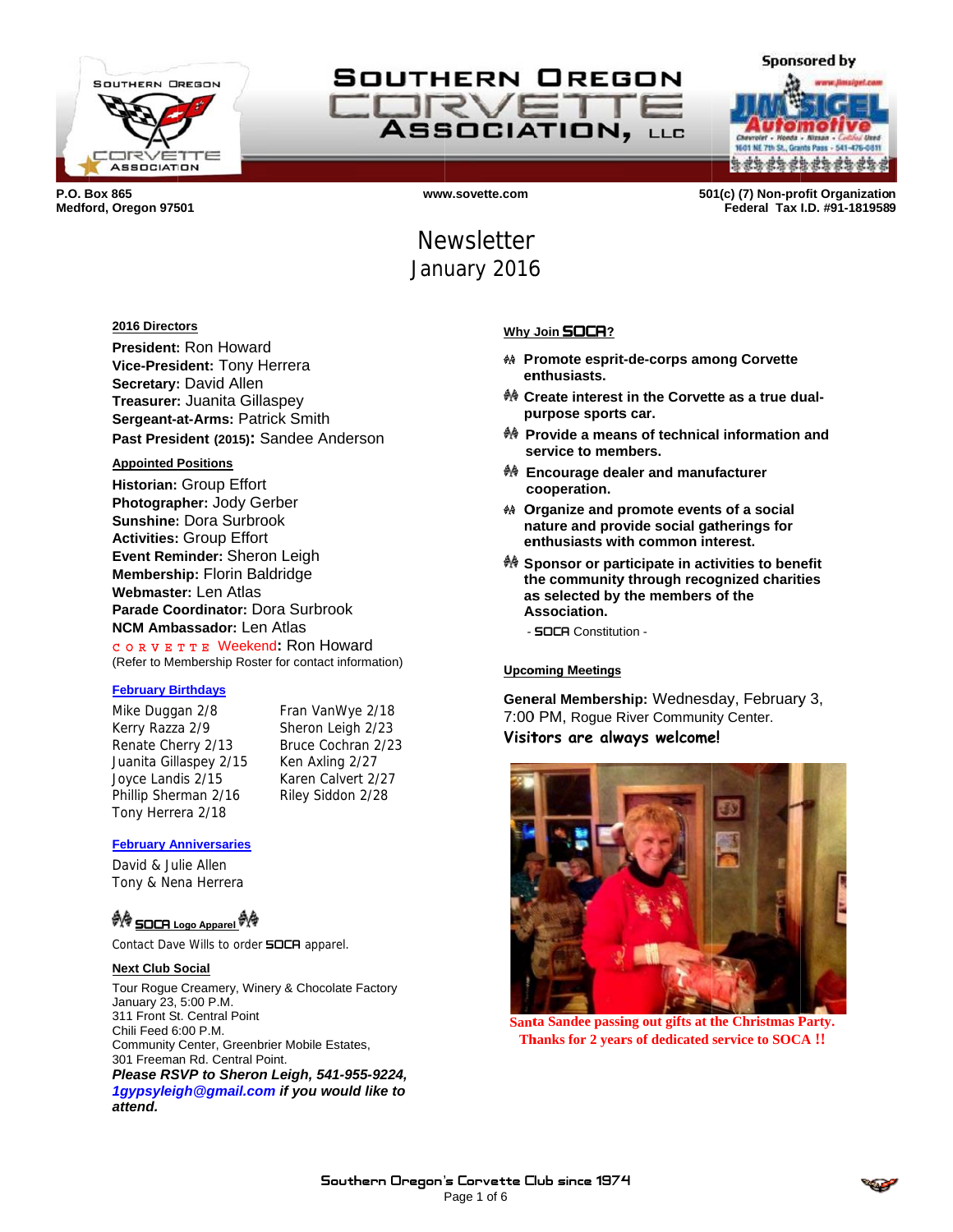# SOUTHERN OREGON CORVETTE ASSOCIATION, LLC

Sponsored by Jim Sigel Automotive

P.O. Box 865
Medford, Oregon 97501

www.sovette.com

501(c) (7) Non-profit Organization
Federal Tax I.D. #91-1819589

# Newsletter
## January 2016

### 2016 Directors

**President:** Ron Howard
**Vice-President:** Tony Herrera
**Secretary:** David Allen
**Treasurer:** Juanita Gillaspey
**Sergeant-at-Arms:** Patrick Smith
**Past President (2015):** Sandee Anderson

### Appointed Positions

**Historian:** Group Effort
**Photographer:** Jody Gerber
**Sunshine:** Dora Surbrook
**Activities:** Group Effort
**Event Reminder:** Sheron Leigh
**Membership:** Florin Baldridge
**Webmaster:** Len Atlas
**Parade Coordinator:** Dora Surbrook
**NCM Ambassador:** Len Atlas
CORVETTE Weekend**:** Ron Howard
(Refer to Membership Roster for contact information)

### February Birthdays

Mike Duggan 2/8
Kerry Razza 2/9
Renate Cherry 2/13
Juanita Gillaspey 2/15
Joyce Landis 2/15
Phillip Sherman 2/16
Tony Herrera 2/18
Fran VanWye 2/18
Sheron Leigh 2/23
Bruce Cochran 2/23
Ken Axling 2/27
Karen Calvert 2/27
Riley Siddon 2/28

### February Anniversaries

David & Julie Allen
Tony & Nena Herrera

### SOCA Logo Apparel

Contact Dave Wills to order SOCA apparel.

### Next Club Social

Tour Rogue Creamery, Winery & Chocolate Factory
January 23, 5:00 P.M.
311 Front St. Central Point
Chili Feed 6:00 P.M.
Community Center, Greenbrier Mobile Estates,
301 Freeman Rd. Central Point.
***Please RSVP to Sheron Leigh, 541-955-9224, 1gypsyleigh@gmail.com if you would like to attend.***

### Why Join SOCA?

- **Promote esprit-de-corps among Corvette enthusiasts.**
- **Create interest in the Corvette as a true dual-purpose sports car.**
- **Provide a means of technical information and service to members.**
- **Encourage dealer and manufacturer cooperation.**
- **Organize and promote events of a social nature and provide social gatherings for enthusiasts with common interest.**
- **Sponsor or participate in activities to benefit the community through recognized charities as selected by the members of the Association.**

- SOCA Constitution -

### Upcoming Meetings

**General Membership:** Wednesday, February 3, 7:00 PM, Rogue River Community Center.

**Visitors are always welcome!**

Santa Sandee passing out gifts at the Christmas Party.
Thanks for 2 years of dedicated service to SOCA !!

Southern Oregon's Corvette Club since 1974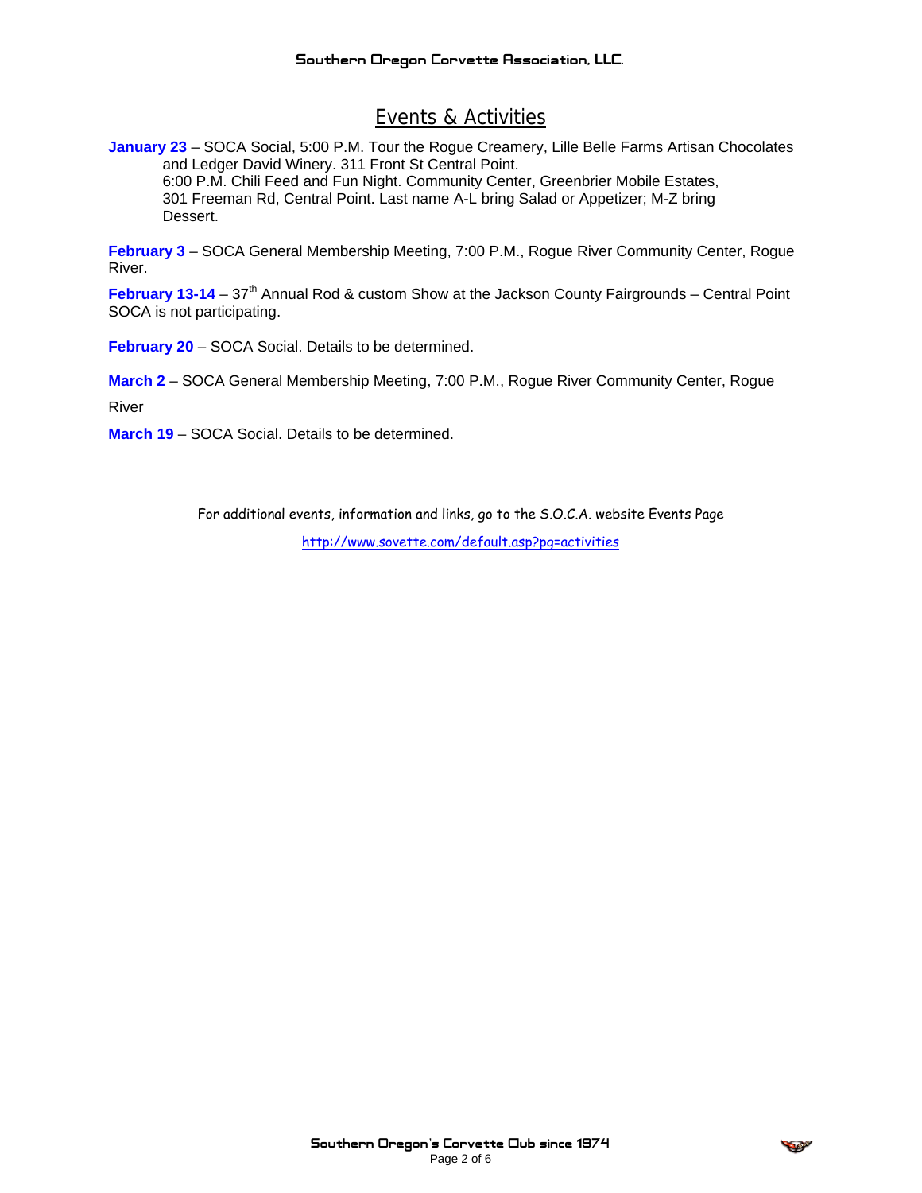# Events & Activities

**January 23** – SOCA Social, 5:00 P.M. Tour the Rogue Creamery, Lille Belle Farms Artisan Chocolates and Ledger David Winery. 311 Front St Central Point.
6:00 P.M. Chili Feed and Fun Night. Community Center, Greenbrier Mobile Estates, 301 Freeman Rd, Central Point. Last name A-L bring Salad or Appetizer; M-Z bring Dessert.

**February 3** – SOCA General Membership Meeting, 7:00 P.M., Rogue River Community Center, Rogue River.

**February 13-14** – 37th Annual Rod & custom Show at the Jackson County Fairgrounds – Central Point SOCA is not participating.

**February 20** – SOCA Social. Details to be determined.

**March 2** – SOCA General Membership Meeting, 7:00 P.M., Rogue River Community Center, Rogue River

**March 19** – SOCA Social. Details to be determined.

For additional events, information and links, go to the S.O.C.A. website Events Page

http://www.sovette.com/default.asp?pg=activities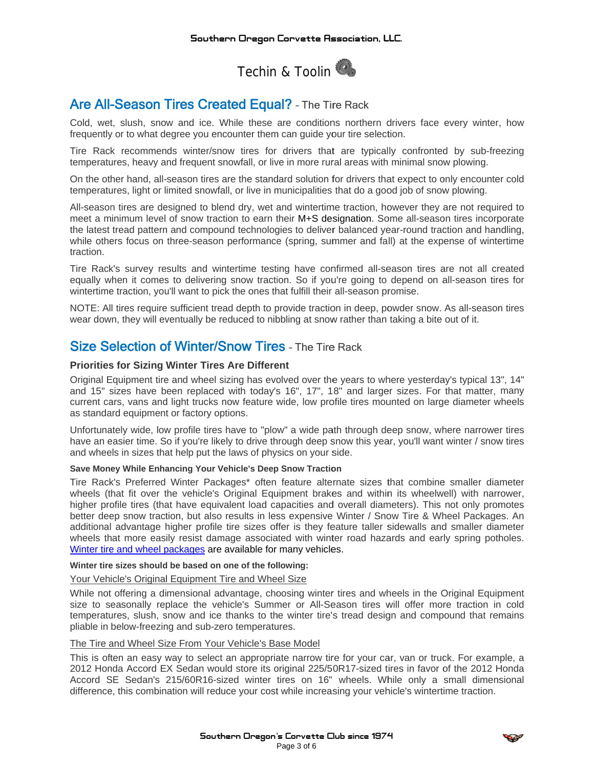# Techin & Toolin

## Are All-Season Tires Created Equal? - The Tire Rack

Cold, wet, slush, snow and ice. While these are conditions northern drivers face every winter, how frequently or to what degree you encounter them can guide your tire selection.

Tire Rack recommends winter/snow tires for drivers that are typically confronted by sub-freezing temperatures, heavy and frequent snowfall, or live in more rural areas with minimal snow plowing.

On the other hand, all-season tires are the standard solution for drivers that expect to only encounter cold temperatures, light or limited snowfall, or live in municipalities that do a good job of snow plowing.

All-season tires are designed to blend dry, wet and wintertime traction, however they are not required to meet a minimum level of snow traction to earn their M+S designation. Some all-season tires incorporate the latest tread pattern and compound technologies to deliver balanced year-round traction and handling, while others focus on three-season performance (spring, summer and fall) at the expense of wintertime traction.

Tire Rack's survey results and wintertime testing have confirmed all-season tires are not all created equally when it comes to delivering snow traction. So if you're going to depend on all-season tires for wintertime traction, you'll want to pick the ones that fulfill their all-season promise.

NOTE: All tires require sufficient tread depth to provide traction in deep, powder snow. As all-season tires wear down, they will eventually be reduced to nibbling at snow rather than taking a bite out of it.

## Size Selection of Winter/Snow Tires - The Tire Rack

### Priorities for Sizing Winter Tires Are Different

Original Equipment tire and wheel sizing has evolved over the years to where yesterday's typical 13", 14" and 15" sizes have been replaced with today's 16", 17", 18" and larger sizes. For that matter, many current cars, vans and light trucks now feature wide, low profile tires mounted on large diameter wheels as standard equipment or factory options.

Unfortunately wide, low profile tires have to "plow" a wide path through deep snow, where narrower tires have an easier time. So if you're likely to drive through deep snow this year, you'll want winter / snow tires and wheels in sizes that help put the laws of physics on your side.

#### Save Money While Enhancing Your Vehicle's Deep Snow Traction

Tire Rack's Preferred Winter Packages* often feature alternate sizes that combine smaller diameter wheels (that fit over the vehicle's Original Equipment brakes and within its wheelwell) with narrower, higher profile tires (that have equivalent load capacities and overall diameters). This not only promotes better deep snow traction, but also results in less expensive Winter / Snow Tire & Wheel Packages. An additional advantage higher profile tire sizes offer is they feature taller sidewalls and smaller diameter wheels that more easily resist damage associated with winter road hazards and early spring potholes. Winter tire and wheel packages are available for many vehicles.

**Winter tire sizes should be based on one of the following:**

Your Vehicle's Original Equipment Tire and Wheel Size

While not offering a dimensional advantage, choosing winter tires and wheels in the Original Equipment size to seasonally replace the vehicle's Summer or All-Season tires will offer more traction in cold temperatures, slush, snow and ice thanks to the winter tire's tread design and compound that remains pliable in below-freezing and sub-zero temperatures.

The Tire and Wheel Size From Your Vehicle's Base Model

This is often an easy way to select an appropriate narrow tire for your car, van or truck. For example, a 2012 Honda Accord EX Sedan would store its original 225/50R17-sized tires in favor of the 2012 Honda Accord SE Sedan's 215/60R16-sized winter tires on 16" wheels. While only a small dimensional difference, this combination will reduce your cost while increasing your vehicle's wintertime traction.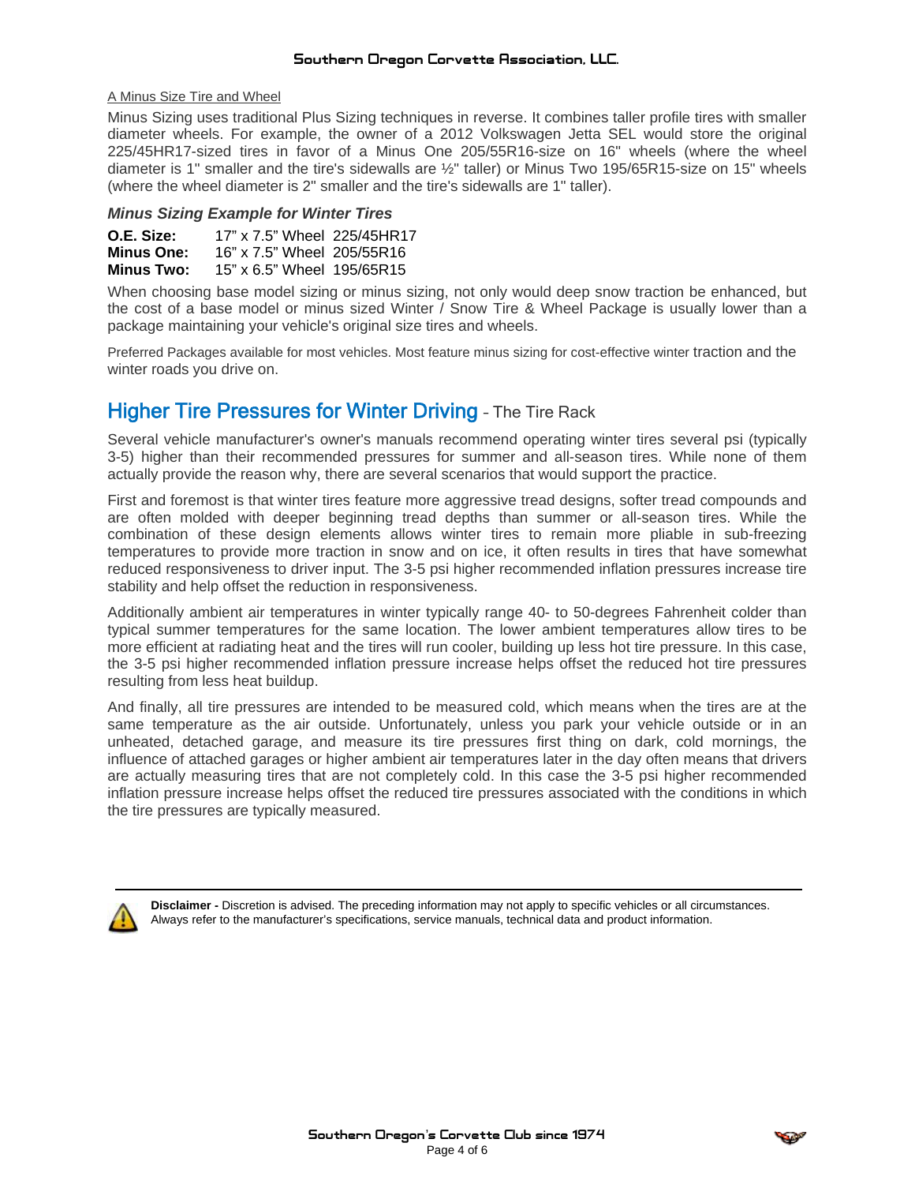A Minus Size Tire and Wheel

Minus Sizing uses traditional Plus Sizing techniques in reverse. It combines taller profile tires with smaller diameter wheels. For example, the owner of a 2012 Volkswagen Jetta SEL would store the original 225/45HR17-sized tires in favor of a Minus One 205/55R16-size on 16" wheels (where the wheel diameter is 1" smaller and the tire's sidewalls are ½" taller) or Minus Two 195/65R15-size on 15" wheels (where the wheel diameter is 2" smaller and the tire's sidewalls are 1" taller).

***Minus Sizing Example for Winter Tires***

| | | |
|---|---|---|
| **O.E. Size:** | 17" x 7.5" Wheel | 225/45HR17 |
| **Minus One:** | 16" x 7.5" Wheel | 205/55R16 |
| **Minus Two:** | 15" x 6.5" Wheel | 195/65R15 |

When choosing base model sizing or minus sizing, not only would deep snow traction be enhanced, but the cost of a base model or minus sized Winter / Snow Tire & Wheel Package is usually lower than a package maintaining your vehicle's original size tires and wheels.

Preferred Packages available for most vehicles. Most feature minus sizing for cost-effective winter traction and the winter roads you drive on.

## Higher Tire Pressures for Winter Driving - The Tire Rack

Several vehicle manufacturer's owner's manuals recommend operating winter tires several psi (typically 3-5) higher than their recommended pressures for summer and all-season tires. While none of them actually provide the reason why, there are several scenarios that would support the practice.

First and foremost is that winter tires feature more aggressive tread designs, softer tread compounds and are often molded with deeper beginning tread depths than summer or all-season tires. While the combination of these design elements allows winter tires to remain more pliable in sub-freezing temperatures to provide more traction in snow and on ice, it often results in tires that have somewhat reduced responsiveness to driver input. The 3-5 psi higher recommended inflation pressures increase tire stability and help offset the reduction in responsiveness.

Additionally ambient air temperatures in winter typically range 40- to 50-degrees Fahrenheit colder than typical summer temperatures for the same location. The lower ambient temperatures allow tires to be more efficient at radiating heat and the tires will run cooler, building up less hot tire pressure. In this case, the 3-5 psi higher recommended inflation pressure increase helps offset the reduced hot tire pressures resulting from less heat buildup.

And finally, all tire pressures are intended to be measured cold, which means when the tires are at the same temperature as the air outside. Unfortunately, unless you park your vehicle outside or in an unheated, detached garage, and measure its tire pressures first thing on dark, cold mornings, the influence of attached garages or higher ambient air temperatures later in the day often means that drivers are actually measuring tires that are not completely cold. In this case the 3-5 psi higher recommended inflation pressure increase helps offset the reduced tire pressures associated with the conditions in which the tire pressures are typically measured.

---

**Disclaimer -** Discretion is advised. The preceding information may not apply to specific vehicles or all circumstances. Always refer to the manufacturer's specifications, service manuals, technical data and product information.